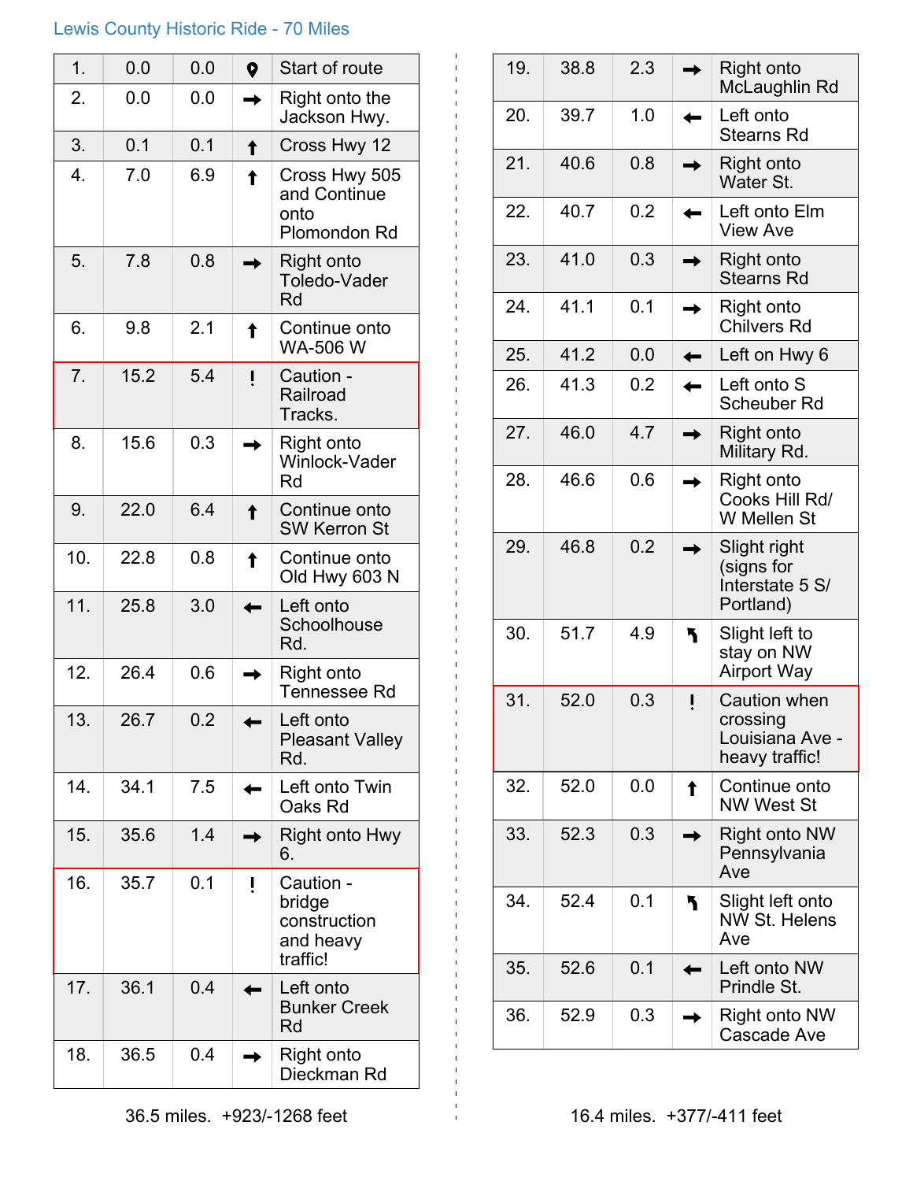# Lewis County Historic Ride - 70 Miles

| # | Total | Leg | Dir | Instruction |
|---|---|---|---|---|
| 1. | 0.0 | 0.0 | Start | Start of route |
| 2. | 0.0 | 0.0 | → | Right onto the Jackson Hwy. |
| 3. | 0.1 | 0.1 | ↑ | Cross Hwy 12 |
| 4. | 7.0 | 6.9 | ↑ | Cross Hwy 505 and Continue onto Plomondon Rd |
| 5. | 7.8 | 0.8 | → | Right onto Toledo-Vader Rd |
| 6. | 9.8 | 2.1 | ↑ | Continue onto WA-506 W |
| 7. | 15.2 | 5.4 | ! | Caution - Railroad Tracks. |
| 8. | 15.6 | 0.3 | → | Right onto Winlock-Vader Rd |
| 9. | 22.0 | 6.4 | ↑ | Continue onto SW Kerron St |
| 10. | 22.8 | 0.8 | ↑ | Continue onto Old Hwy 603 N |
| 11. | 25.8 | 3.0 | ← | Left onto Schoolhouse Rd. |
| 12. | 26.4 | 0.6 | → | Right onto Tennessee Rd |
| 13. | 26.7 | 0.2 | ← | Left onto Pleasant Valley Rd. |
| 14. | 34.1 | 7.5 | ← | Left onto Twin Oaks Rd |
| 15. | 35.6 | 1.4 | → | Right onto Hwy 6. |
| 16. | 35.7 | 0.1 | ! | Caution - bridge construction and heavy traffic! |
| 17. | 36.1 | 0.4 | ← | Left onto Bunker Creek Rd |
| 18. | 36.5 | 0.4 | → | Right onto Dieckman Rd |

36.5 miles. +923/-1268 feet

| # | Total | Leg | Dir | Instruction |
|---|---|---|---|---|
| 19. | 38.8 | 2.3 | → | Right onto McLaughlin Rd |
| 20. | 39.7 | 1.0 | ← | Left onto Stearns Rd |
| 21. | 40.6 | 0.8 | → | Right onto Water St. |
| 22. | 40.7 | 0.2 | ← | Left onto Elm View Ave |
| 23. | 41.0 | 0.3 | → | Right onto Stearns Rd |
| 24. | 41.1 | 0.1 | → | Right onto Chilvers Rd |
| 25. | 41.2 | 0.0 | ← | Left on Hwy 6 |
| 26. | 41.3 | 0.2 | ← | Left onto S Scheuber Rd |
| 27. | 46.0 | 4.7 | → | Right onto Military Rd. |
| 28. | 46.6 | 0.6 | → | Right onto Cooks Hill Rd/ W Mellen St |
| 29. | 46.8 | 0.2 | → | Slight right (signs for Interstate 5 S/ Portland) |
| 30. | 51.7 | 4.9 | ↰ | Slight left to stay on NW Airport Way |
| 31. | 52.0 | 0.3 | ! | Caution when crossing Louisiana Ave - heavy traffic! |
| 32. | 52.0 | 0.0 | ↑ | Continue onto NW West St |
| 33. | 52.3 | 0.3 | → | Right onto NW Pennsylvania Ave |
| 34. | 52.4 | 0.1 | ↰ | Slight left onto NW St. Helens Ave |
| 35. | 52.6 | 0.1 | ← | Left onto NW Prindle St. |
| 36. | 52.9 | 0.3 | → | Right onto NW Cascade Ave |

16.4 miles. +377/-411 feet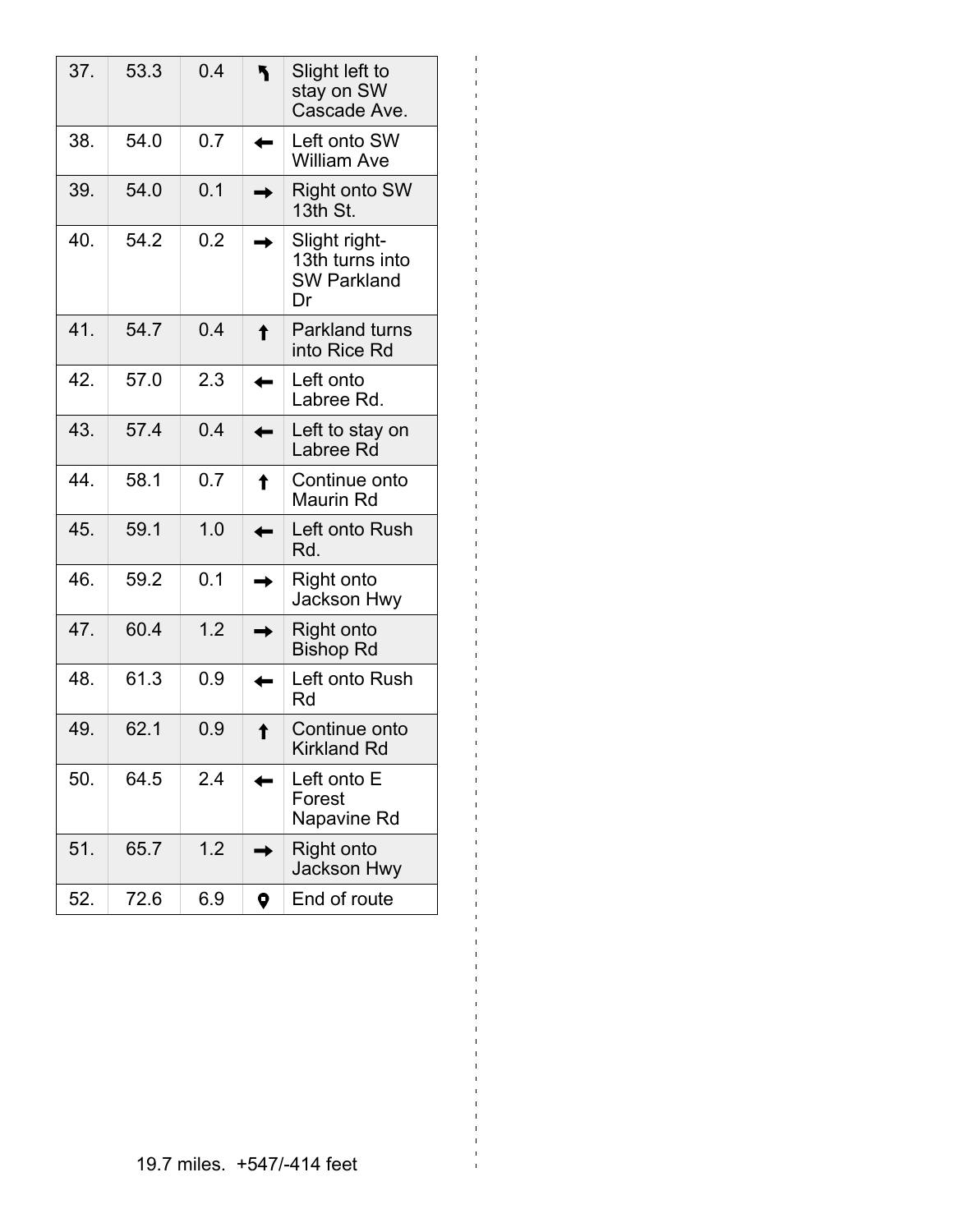| | | | | |
|---|---|---|---|---|
| 37. | 53.3 | 0.4 | ↰ | Slight left to stay on SW Cascade Ave. |
| 38. | 54.0 | 0.7 | ← | Left onto SW William Ave |
| 39. | 54.0 | 0.1 | → | Right onto SW 13th St. |
| 40. | 54.2 | 0.2 | → | Slight right- 13th turns into SW Parkland Dr |
| 41. | 54.7 | 0.4 | ↑ | Parkland turns into Rice Rd |
| 42. | 57.0 | 2.3 | ← | Left onto Labree Rd. |
| 43. | 57.4 | 0.4 | ← | Left to stay on Labree Rd |
| 44. | 58.1 | 0.7 | ↑ | Continue onto Maurin Rd |
| 45. | 59.1 | 1.0 | ← | Left onto Rush Rd. |
| 46. | 59.2 | 0.1 | → | Right onto Jackson Hwy |
| 47. | 60.4 | 1.2 | → | Right onto Bishop Rd |
| 48. | 61.3 | 0.9 | ← | Left onto Rush Rd |
| 49. | 62.1 | 0.9 | ↑ | Continue onto Kirkland Rd |
| 50. | 64.5 | 2.4 | ← | Left onto E Forest Napavine Rd |
| 51. | 65.7 | 1.2 | → | Right onto Jackson Hwy |
| 52. | 72.6 | 6.9 | 📍 | End of route |

19.7 miles. +547/-414 feet